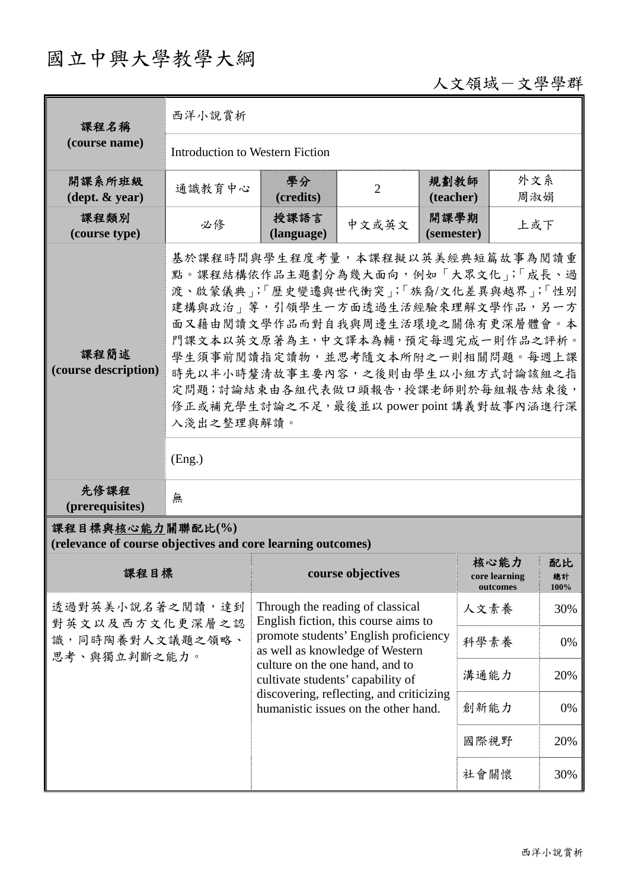# 國立中興大學教學大綱

人文領域－文學學群

| 課程名稱 (course name) | 西洋小說賞析 | | | | |
|---|---|---|---|---|---|
| | Introduction to Western Fiction | | | | |
| 開課系所班級 (dept. & year) | 通識教育中心 | 學分 (credits) | 2 | 規劃教師 (teacher) | 外文系 周淑娟 |
| 課程類別 (course type) | 必修 | 授課語言 (language) | 中文或英文 | 開課學期 (semester) | 上或下 |
| 課程簡述 (course description) | 基於課程時間與學生程度考量，本課程擬以英美經典短篇故事為閱讀重點。課程結構依作品主題劃分為幾大面向，例如「大眾文化」;「成長、過渡、啟蒙儀典」;「歷史變遷與世代衝突」;「族裔/文化差異與越界」;「性別建構與政治」等，引領學生一方面透過生活經驗來理解文學作品，另一方面又藉由閱讀文學作品而對自我與周邊生活環境之關係有更深層體會。本門課文本以英文原著為主，中文譯本為輔，預定每週完成一則作品之評析。學生須事前閱讀指定讀物，並思考隨文本所附之一則相關問題。每週上課時先以半小時釐清故事主要內容，之後則由學生以小組方式討論該組之指定問題；討論結束由各組代表做口頭報告，授課老師則於每組報告結束後，修正或補充學生討論之不足，最後並以 power point 講義對故事內涵進行深入淺出之整理與解讀。 | | | | |
| | (Eng.) | | | | |
| 先修課程 (prerequisites) | 無 | | | | |

**課程目標與核心能力關聯配比(%)**
**(relevance of course objectives and core learning outcomes)**

| 課程目標 | course objectives | 核心能力 core learning outcomes | 配比 總計 100% |
|---|---|---|---|
| 透過對英美小說名著之閱讀，達到對英文以及西方文化更深層之認識，同時陶養對人文議題之領略、思考、與獨立判斷之能力。 | Through the reading of classical English fiction, this course aims to promote students' English proficiency as well as knowledge of Western culture on the one hand, and to cultivate students' capability of discovering, reflecting, and criticizing humanistic issues on the other hand. | 人文素養 | 30% |
| | | 科學素養 | 0% |
| | | 溝通能力 | 20% |
| | | 創新能力 | 0% |
| | | 國際視野 | 20% |
| | | 社會關懷 | 30% |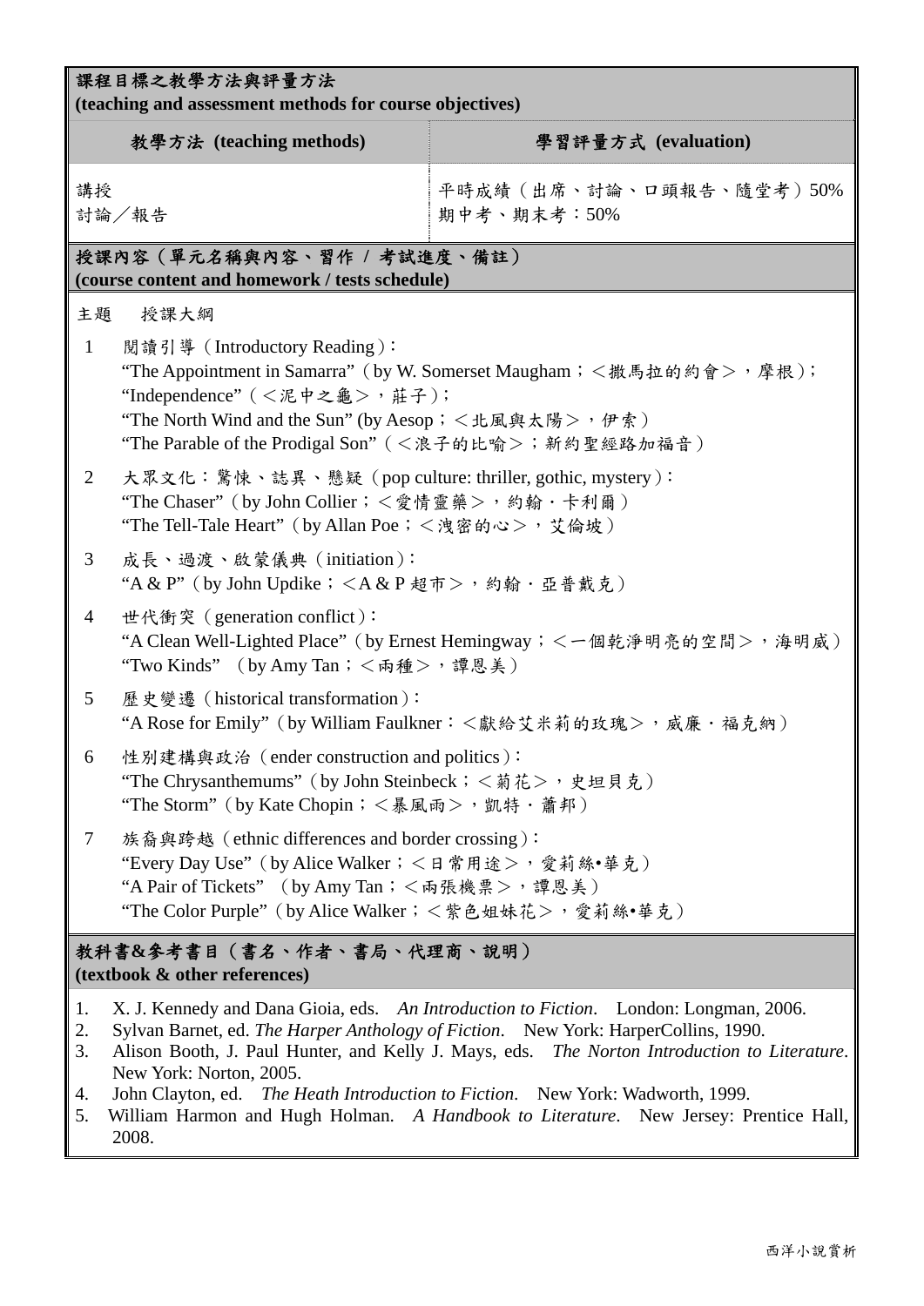## 課程目標之教學方法與評量方法
**(teaching and assessment methods for course objectives)**

| 教學方法 (teaching methods) | 學習評量方式 (evaluation) |
|---|---|
| 講授<br>討論／報告 | 平時成績（出席、討論、口頭報告、隨堂考）50%<br>期中考、期末考：50% |

## 授課內容（單元名稱與內容、習作 / 考試進度、備註）
**(course content and homework / tests schedule)**

主題　授課大綱

1. 閱讀引導（Introductory Reading）：
   "The Appointment in Samarra"（by W. Somerset Maugham；＜撒馬拉的約會＞，摩根）；
   "Independence"（＜泥中之龜＞，莊子）；
   "The North Wind and the Sun" (by Aesop；＜北風與太陽＞，伊索）
   "The Parable of the Prodigal Son"（＜浪子的比喻＞；新約聖經路加福音）
2. 大眾文化：驚悚、誌異、懸疑（pop culture: thriller, gothic, mystery）：
   "The Chaser"（by John Collier；＜愛情靈藥＞，約翰・卡利爾）
   "The Tell-Tale Heart"（by Allan Poe；＜洩密的心＞，艾倫坡）
3. 成長、過渡、啟蒙儀典（initiation）：
   "A & P"（by John Updike；＜A & P 超市＞，約翰・亞普戴克）
4. 世代衝突（generation conflict）：
   "A Clean Well-Lighted Place"（by Ernest Hemingway；＜一個乾淨明亮的空間＞，海明威）
   "Two Kinds" （by Amy Tan；＜兩種＞，譚恩美）
5. 歷史變遷（historical transformation）：
   "A Rose for Emily"（by William Faulkner：＜獻給艾米莉的玫瑰＞，威廉・福克納）
6. 性別建構與政治（ender construction and politics）：
   "The Chrysanthemums"（by John Steinbeck；＜菊花＞，史坦貝克）
   "The Storm"（by Kate Chopin；＜暴風雨＞，凱特・蕭邦）
7. 族裔與跨越（ethnic differences and border crossing）：
   "Every Day Use"（by Alice Walker；＜日常用途＞，愛莉絲•華克）
   "A Pair of Tickets" （by Amy Tan；＜兩張機票＞，譚恩美）
   "The Color Purple"（by Alice Walker；＜紫色姐妹花＞，愛莉絲•華克）

## 教科書&參考書目（書名、作者、書局、代理商、說明）
**(textbook & other references)**

1. X. J. Kennedy and Dana Gioia, eds. *An Introduction to Fiction*. London: Longman, 2006.
2. Sylvan Barnet, ed. *The Harper Anthology of Fiction*. New York: HarperCollins, 1990.
3. Alison Booth, J. Paul Hunter, and Kelly J. Mays, eds. *The Norton Introduction to Literature*. New York: Norton, 2005.
4. John Clayton, ed. *The Heath Introduction to Fiction*. New York: Wadworth, 1999.
5. William Harmon and Hugh Holman. *A Handbook to Literature*. New Jersey: Prentice Hall, 2008.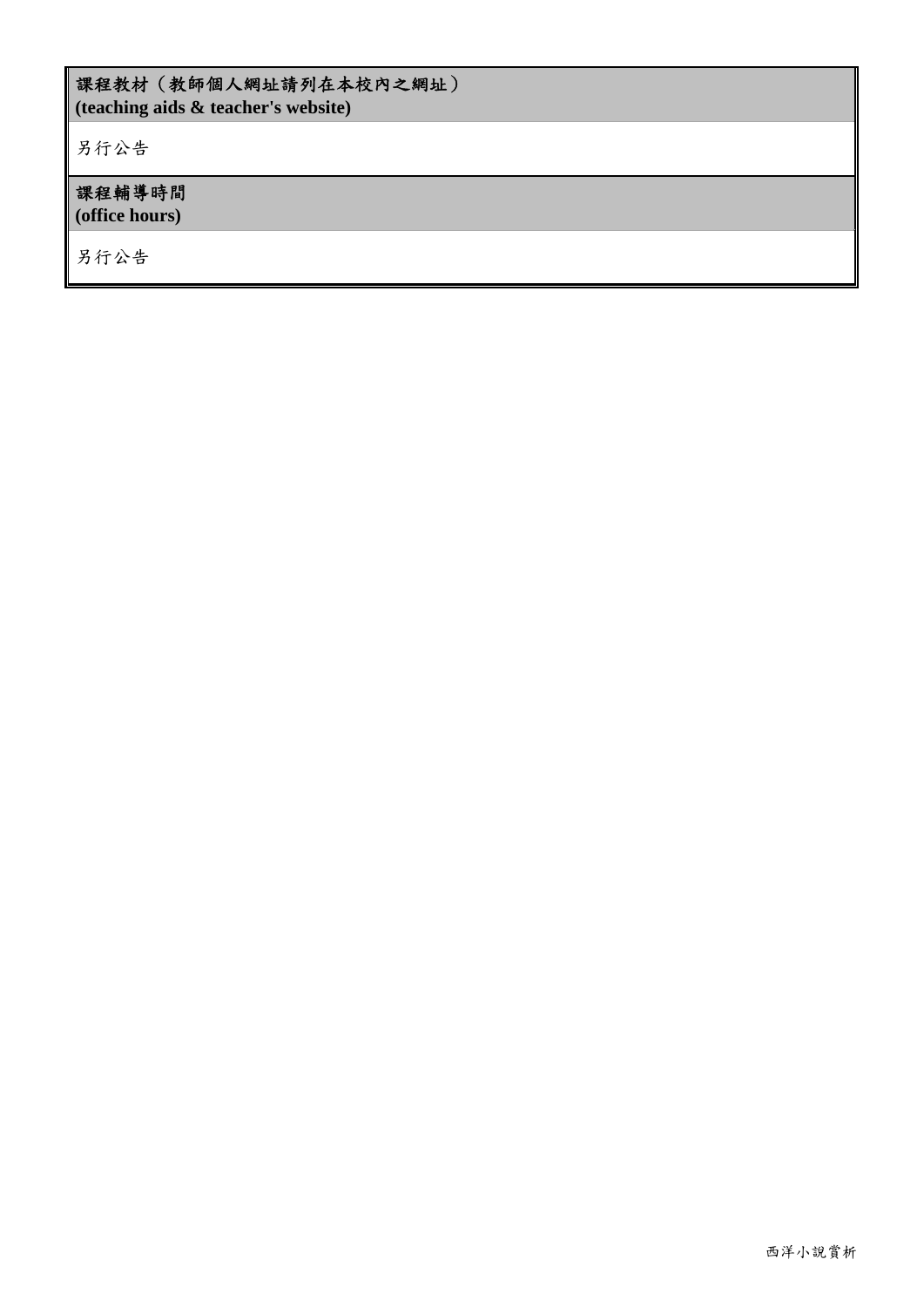**課程教材（教師個人網址請列在本校內之網址）**
**(teaching aids & teacher's website)**

另行公告

**課程輔導時間**
**(office hours)**

另行公告